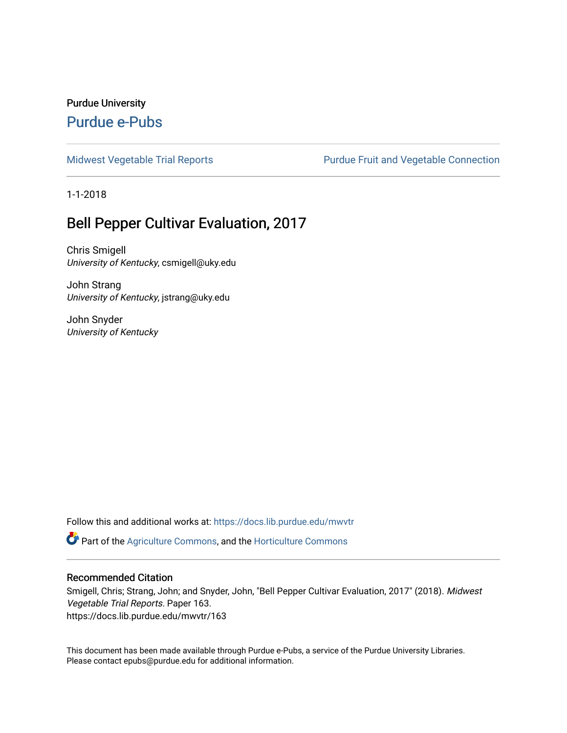Purdue University

# Purdue e-Pubs

Midwest Vegetable Trial Reports | Purdue Fruit and Vegetable Connection

1-1-2018

## Bell Pepper Cultivar Evaluation, 2017

Chris Smigell
*University of Kentucky*, csmigell@uky.edu

John Strang
*University of Kentucky*, jstrang@uky.edu

John Snyder
*University of Kentucky*

Follow this and additional works at: https://docs.lib.purdue.edu/mwvtr

Part of the Agriculture Commons, and the Horticulture Commons

### Recommended Citation

Smigell, Chris; Strang, John; and Snyder, John, "Bell Pepper Cultivar Evaluation, 2017" (2018). *Midwest Vegetable Trial Reports*. Paper 163.
https://docs.lib.purdue.edu/mwvtr/163

This document has been made available through Purdue e-Pubs, a service of the Purdue University Libraries. Please contact epubs@purdue.edu for additional information.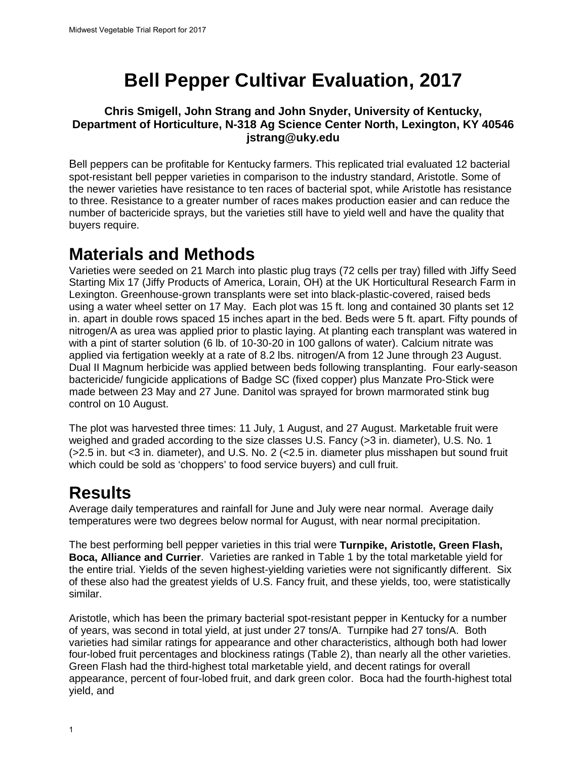# Bell Pepper Cultivar Evaluation, 2017

**Chris Smigell, John Strang and John Snyder, University of Kentucky, Department of Horticulture, N-318 Ag Science Center North, Lexington, KY 40546 jstrang@uky.edu**

Bell peppers can be profitable for Kentucky farmers. This replicated trial evaluated 12 bacterial spot-resistant bell pepper varieties in comparison to the industry standard, Aristotle. Some of the newer varieties have resistance to ten races of bacterial spot, while Aristotle has resistance to three. Resistance to a greater number of races makes production easier and can reduce the number of bactericide sprays, but the varieties still have to yield well and have the quality that buyers require.

# Materials and Methods

Varieties were seeded on 21 March into plastic plug trays (72 cells per tray) filled with Jiffy Seed Starting Mix 17 (Jiffy Products of America, Lorain, OH) at the UK Horticultural Research Farm in Lexington. Greenhouse-grown transplants were set into black-plastic-covered, raised beds using a water wheel setter on 17 May. Each plot was 15 ft. long and contained 30 plants set 12 in. apart in double rows spaced 15 inches apart in the bed. Beds were 5 ft. apart. Fifty pounds of nitrogen/A as urea was applied prior to plastic laying. At planting each transplant was watered in with a pint of starter solution (6 lb. of 10-30-20 in 100 gallons of water). Calcium nitrate was applied via fertigation weekly at a rate of 8.2 lbs. nitrogen/A from 12 June through 23 August. Dual II Magnum herbicide was applied between beds following transplanting. Four early-season bactericide/ fungicide applications of Badge SC (fixed copper) plus Manzate Pro-Stick were made between 23 May and 27 June. Danitol was sprayed for brown marmorated stink bug control on 10 August.

The plot was harvested three times: 11 July, 1 August, and 27 August. Marketable fruit were weighed and graded according to the size classes U.S. Fancy (>3 in. diameter), U.S. No. 1 (>2.5 in. but <3 in. diameter), and U.S. No. 2 (<2.5 in. diameter plus misshapen but sound fruit which could be sold as 'choppers' to food service buyers) and cull fruit.

# Results

Average daily temperatures and rainfall for June and July were near normal. Average daily temperatures were two degrees below normal for August, with near normal precipitation.

The best performing bell pepper varieties in this trial were **Turnpike, Aristotle, Green Flash, Boca, Alliance and Currier**. Varieties are ranked in Table 1 by the total marketable yield for the entire trial. Yields of the seven highest-yielding varieties were not significantly different. Six of these also had the greatest yields of U.S. Fancy fruit, and these yields, too, were statistically similar.

Aristotle, which has been the primary bacterial spot-resistant pepper in Kentucky for a number of years, was second in total yield, at just under 27 tons/A. Turnpike had 27 tons/A. Both varieties had similar ratings for appearance and other characteristics, although both had lower four-lobed fruit percentages and blockiness ratings (Table 2), than nearly all the other varieties. Green Flash had the third-highest total marketable yield, and decent ratings for overall appearance, percent of four-lobed fruit, and dark green color. Boca had the fourth-highest total yield, and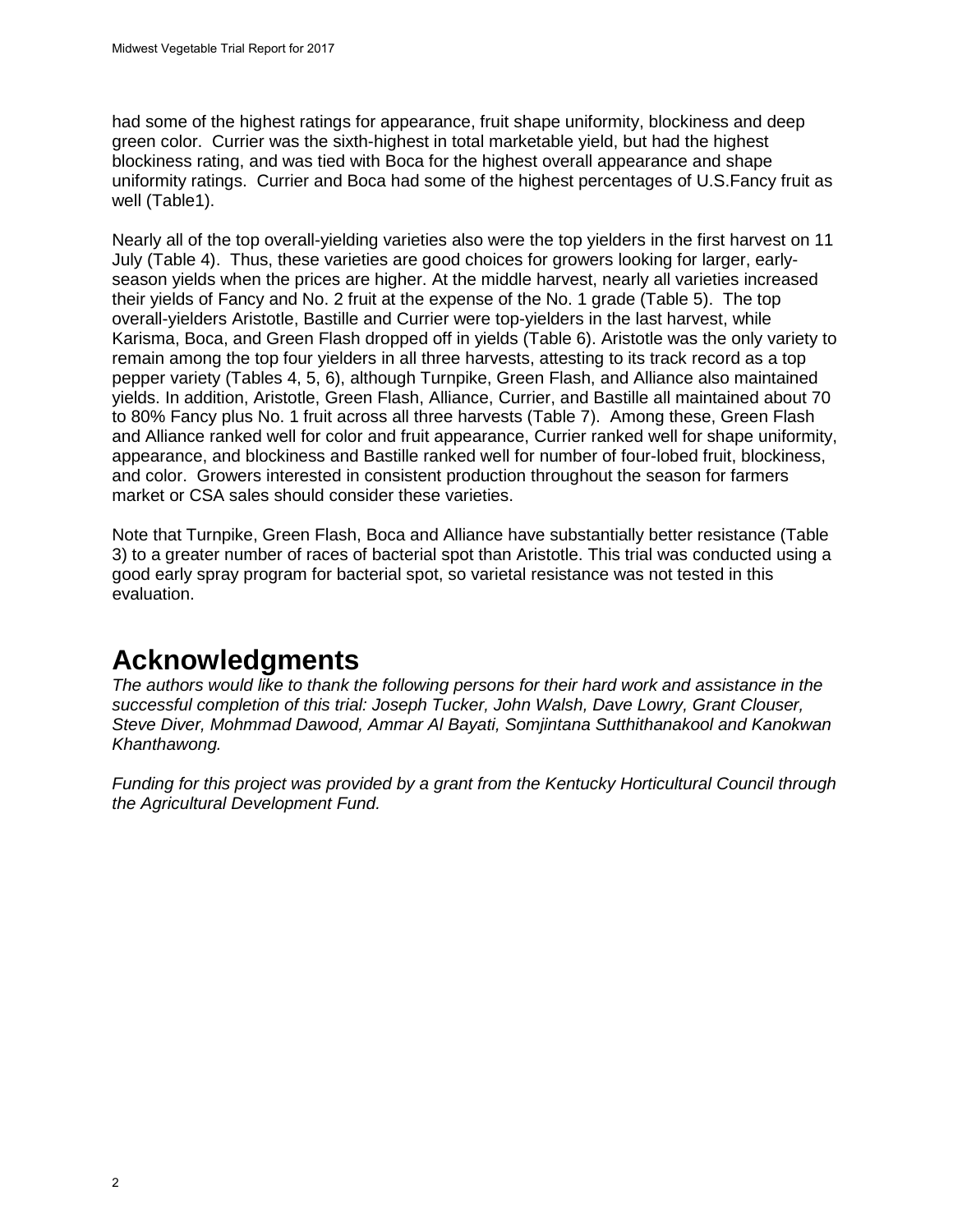had some of the highest ratings for appearance, fruit shape uniformity, blockiness and deep green color. Currier was the sixth-highest in total marketable yield, but had the highest blockiness rating, and was tied with Boca for the highest overall appearance and shape uniformity ratings. Currier and Boca had some of the highest percentages of U.S.Fancy fruit as well (Table1).

Nearly all of the top overall-yielding varieties also were the top yielders in the first harvest on 11 July (Table 4). Thus, these varieties are good choices for growers looking for larger, early-season yields when the prices are higher. At the middle harvest, nearly all varieties increased their yields of Fancy and No. 2 fruit at the expense of the No. 1 grade (Table 5). The top overall-yielders Aristotle, Bastille and Currier were top-yielders in the last harvest, while Karisma, Boca, and Green Flash dropped off in yields (Table 6). Aristotle was the only variety to remain among the top four yielders in all three harvests, attesting to its track record as a top pepper variety (Tables 4, 5, 6), although Turnpike, Green Flash, and Alliance also maintained yields. In addition, Aristotle, Green Flash, Alliance, Currier, and Bastille all maintained about 70 to 80% Fancy plus No. 1 fruit across all three harvests (Table 7). Among these, Green Flash and Alliance ranked well for color and fruit appearance, Currier ranked well for shape uniformity, appearance, and blockiness and Bastille ranked well for number of four-lobed fruit, blockiness, and color. Growers interested in consistent production throughout the season for farmers market or CSA sales should consider these varieties.

Note that Turnpike, Green Flash, Boca and Alliance have substantially better resistance (Table 3) to a greater number of races of bacterial spot than Aristotle. This trial was conducted using a good early spray program for bacterial spot, so varietal resistance was not tested in this evaluation.

# Acknowledgments

*The authors would like to thank the following persons for their hard work and assistance in the successful completion of this trial: Joseph Tucker, John Walsh, Dave Lowry, Grant Clouser, Steve Diver, Mohmmad Dawood, Ammar Al Bayati, Somjintana Sutthithanakool and Kanokwan Khanthawong.*

*Funding for this project was provided by a grant from the Kentucky Horticultural Council through the Agricultural Development Fund.*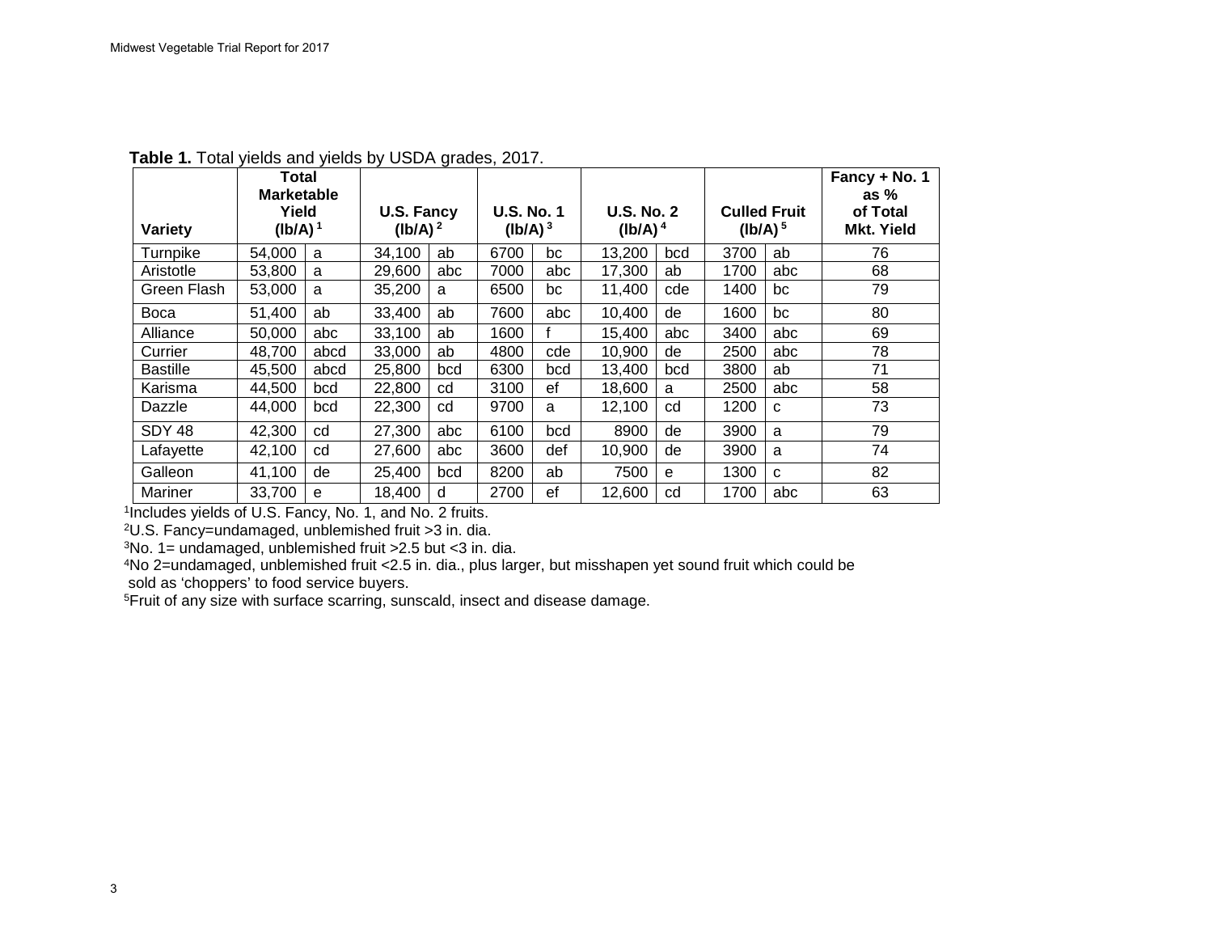**Table 1.** Total yields and yields by USDA grades, 2017.

| Variety | Total Marketable Yield (lb/A) [1] | | U.S. Fancy (lb/A) [2] | | U.S. No. 1 (lb/A) [3] | | U.S. No. 2 (lb/A) [4] | | Culled Fruit (lb/A) [5] | | Fancy + No. 1 as % of Total Mkt. Yield |
|---|---|---|---|---|---|---|---|---|---|---|---|
| Turnpike | 54,000 | a | 34,100 | ab | 6700 | bc | 13,200 | bcd | 3700 | ab | 76 |
| Aristotle | 53,800 | a | 29,600 | abc | 7000 | abc | 17,300 | ab | 1700 | abc | 68 |
| Green Flash | 53,000 | a | 35,200 | a | 6500 | bc | 11,400 | cde | 1400 | bc | 79 |
| Boca | 51,400 | ab | 33,400 | ab | 7600 | abc | 10,400 | de | 1600 | bc | 80 |
| Alliance | 50,000 | abc | 33,100 | ab | 1600 | f | 15,400 | abc | 3400 | abc | 69 |
| Currier | 48,700 | abcd | 33,000 | ab | 4800 | cde | 10,900 | de | 2500 | abc | 78 |
| Bastille | 45,500 | abcd | 25,800 | bcd | 6300 | bcd | 13,400 | bcd | 3800 | ab | 71 |
| Karisma | 44,500 | bcd | 22,800 | cd | 3100 | ef | 18,600 | a | 2500 | abc | 58 |
| Dazzle | 44,000 | bcd | 22,300 | cd | 9700 | a | 12,100 | cd | 1200 | c | 73 |
| SDY 48 | 42,300 | cd | 27,300 | abc | 6100 | bcd | 8900 | de | 3900 | a | 79 |
| Lafayette | 42,100 | cd | 27,600 | abc | 3600 | def | 10,900 | de | 3900 | a | 74 |
| Galleon | 41,100 | de | 25,400 | bcd | 8200 | ab | 7500 | e | 1300 | c | 82 |
| Mariner | 33,700 | e | 18,400 | d | 2700 | ef | 12,600 | cd | 1700 | abc | 63 |

[1]Includes yields of U.S. Fancy, No. 1, and No. 2 fruits.

[2]U.S. Fancy=undamaged, unblemished fruit >3 in. dia.

[3]No. 1= undamaged, unblemished fruit >2.5 but <3 in. dia.

[4]No 2=undamaged, unblemished fruit <2.5 in. dia., plus larger, but misshapen yet sound fruit which could be sold as 'choppers' to food service buyers.

[5]Fruit of any size with surface scarring, sunscald, insect and disease damage.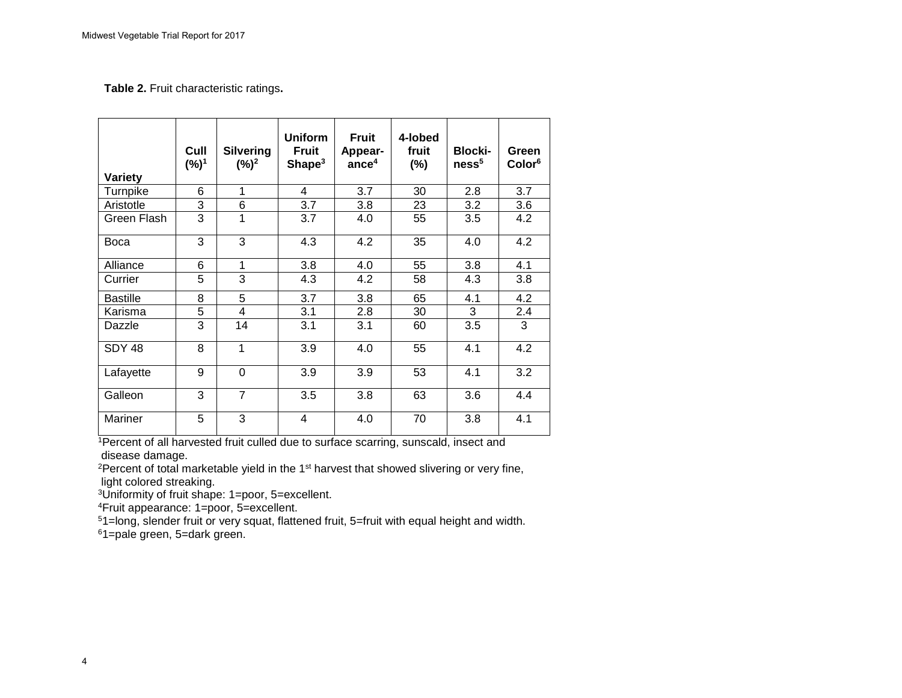**Table 2.** Fruit characteristic ratings**.**

| Variety | Cull (%)[1] | Silvering (%)[2] | Uniform Fruit Shape[3] | Fruit Appear-ance[4] | 4-lobed fruit (%) | Blocki-ness[5] | Green Color[6] |
|---|---|---|---|---|---|---|---|
| Turnpike | 6 | 1 | 4 | 3.7 | 30 | 2.8 | 3.7 |
| Aristotle | 3 | 6 | 3.7 | 3.8 | 23 | 3.2 | 3.6 |
| Green Flash | 3 | 1 | 3.7 | 4.0 | 55 | 3.5 | 4.2 |
| Boca | 3 | 3 | 4.3 | 4.2 | 35 | 4.0 | 4.2 |
| Alliance | 6 | 1 | 3.8 | 4.0 | 55 | 3.8 | 4.1 |
| Currier | 5 | 3 | 4.3 | 4.2 | 58 | 4.3 | 3.8 |
| Bastille | 8 | 5 | 3.7 | 3.8 | 65 | 4.1 | 4.2 |
| Karisma | 5 | 4 | 3.1 | 2.8 | 30 | 3 | 2.4 |
| Dazzle | 3 | 14 | 3.1 | 3.1 | 60 | 3.5 | 3 |
| SDY 48 | 8 | 1 | 3.9 | 4.0 | 55 | 4.1 | 4.2 |
| Lafayette | 9 | 0 | 3.9 | 3.9 | 53 | 4.1 | 3.2 |
| Galleon | 3 | 7 | 3.5 | 3.8 | 63 | 3.6 | 4.4 |
| Mariner | 5 | 3 | 4 | 4.0 | 70 | 3.8 | 4.1 |

[1]Percent of all harvested fruit culled due to surface scarring, sunscald, insect and disease damage.
[2]Percent of total marketable yield in the 1st harvest that showed slivering or very fine, light colored streaking.
[3]Uniformity of fruit shape: 1=poor, 5=excellent.
[4]Fruit appearance: 1=poor, 5=excellent.
[5]1=long, slender fruit or very squat, flattened fruit, 5=fruit with equal height and width.
[6]1=pale green, 5=dark green.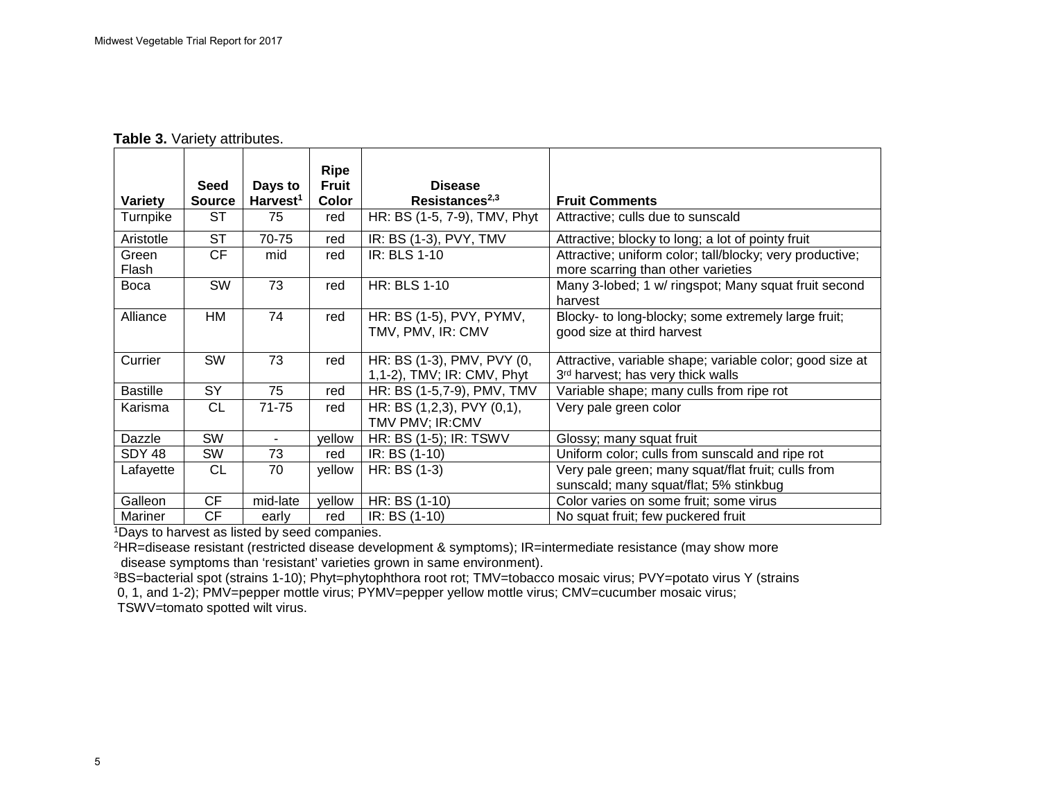**Table 3.** Variety attributes.

| Variety | Seed Source | Days to Harvest[1] | Ripe Fruit Color | Disease Resistances[2,3] | Fruit Comments |
|---|---|---|---|---|---|
| Turnpike | ST | 75 | red | HR: BS (1-5, 7-9), TMV, Phyt | Attractive; culls due to sunscald |
| Aristotle | ST | 70-75 | red | IR: BS (1-3), PVY, TMV | Attractive; blocky to long; a lot of pointy fruit |
| Green Flash | CF | mid | red | IR: BLS 1-10 | Attractive; uniform color; tall/blocky; very productive; more scarring than other varieties |
| Boca | SW | 73 | red | HR: BLS 1-10 | Many 3-lobed; 1 w/ ringspot; Many squat fruit second harvest |
| Alliance | HM | 74 | red | HR: BS (1-5), PVY, PYMV, TMV, PMV, IR: CMV | Blocky- to long-blocky; some extremely large fruit; good size at third harvest |
| Currier | SW | 73 | red | HR: BS (1-3), PMV, PVY (0, 1,1-2), TMV; IR: CMV, Phyt | Attractive, variable shape; variable color; good size at 3rd harvest; has very thick walls |
| Bastille | SY | 75 | red | HR: BS (1-5,7-9), PMV, TMV | Variable shape; many culls from ripe rot |
| Karisma | CL | 71-75 | red | HR: BS (1,2,3), PVY (0,1), TMV PMV; IR:CMV | Very pale green color |
| Dazzle | SW | - | yellow | HR: BS (1-5); IR: TSWV | Glossy; many squat fruit |
| SDY 48 | SW | 73 | red | IR: BS (1-10) | Uniform color; culls from sunscald and ripe rot |
| Lafayette | CL | 70 | yellow | HR: BS (1-3) | Very pale green; many squat/flat fruit; culls from sunscald; many squat/flat; 5% stinkbug |
| Galleon | CF | mid-late | yellow | HR: BS (1-10) | Color varies on some fruit; some virus |
| Mariner | CF | early | red | IR: BS (1-10) | No squat fruit; few puckered fruit |

[1]Days to harvest as listed by seed companies.

[2]HR=disease resistant (restricted disease development & symptoms); IR=intermediate resistance (may show more disease symptoms than 'resistant' varieties grown in same environment).

[3]BS=bacterial spot (strains 1-10); Phyt=phytophthora root rot; TMV=tobacco mosaic virus; PVY=potato virus Y (strains 0, 1, and 1-2); PMV=pepper mottle virus; PYMV=pepper yellow mottle virus; CMV=cucumber mosaic virus; TSWV=tomato spotted wilt virus.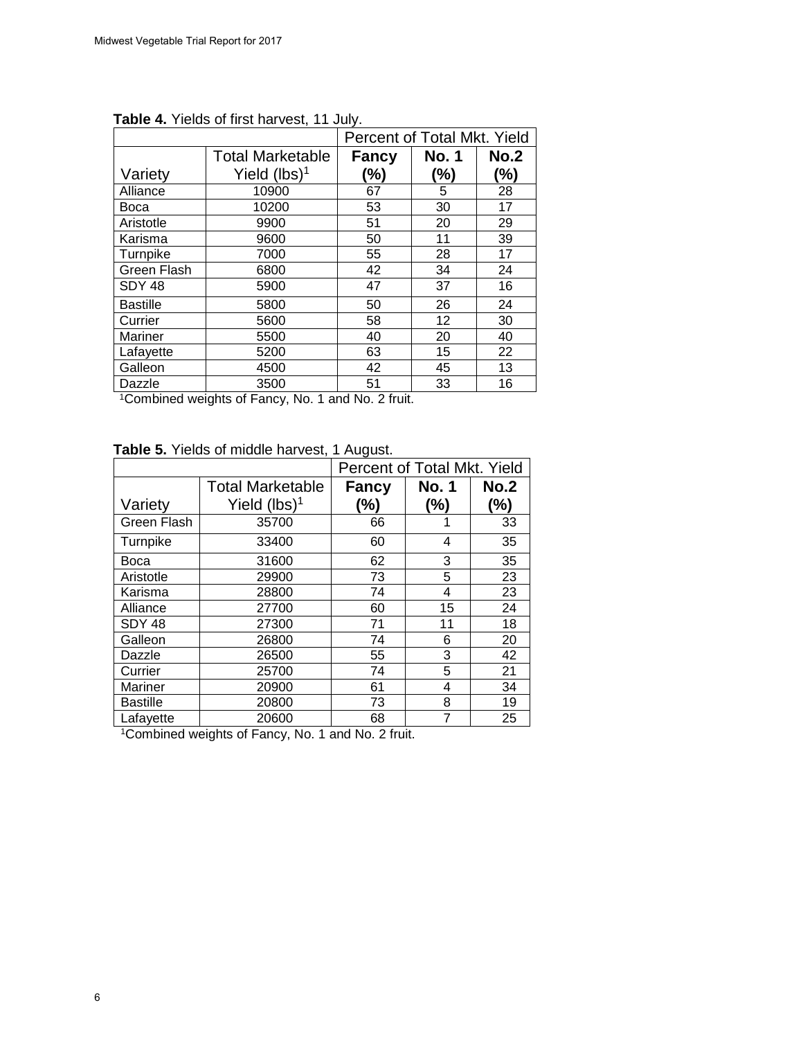**Table 4.** Yields of first harvest, 11 July.

| | | Percent of Total Mkt. Yield | | |
|---|---|---|---|---|
| Variety | Total Marketable Yield (lbs)[1] | **Fancy (%)** | **No. 1 (%)** | **No.2 (%)** |
| Alliance | 10900 | 67 | 5 | 28 |
| Boca | 10200 | 53 | 30 | 17 |
| Aristotle | 9900 | 51 | 20 | 29 |
| Karisma | 9600 | 50 | 11 | 39 |
| Turnpike | 7000 | 55 | 28 | 17 |
| Green Flash | 6800 | 42 | 34 | 24 |
| SDY 48 | 5900 | 47 | 37 | 16 |
| Bastille | 5800 | 50 | 26 | 24 |
| Currier | 5600 | 58 | 12 | 30 |
| Mariner | 5500 | 40 | 20 | 40 |
| Lafayette | 5200 | 63 | 15 | 22 |
| Galleon | 4500 | 42 | 45 | 13 |
| Dazzle | 3500 | 51 | 33 | 16 |

[1]Combined weights of Fancy, No. 1 and No. 2 fruit.

**Table 5.** Yields of middle harvest, 1 August.

| | | Percent of Total Mkt. Yield | | |
|---|---|---|---|---|
| Variety | Total Marketable Yield (lbs)[1] | **Fancy (%)** | **No. 1 (%)** | **No.2 (%)** |
| Green Flash | 35700 | 66 | 1 | 33 |
| Turnpike | 33400 | 60 | 4 | 35 |
| Boca | 31600 | 62 | 3 | 35 |
| Aristotle | 29900 | 73 | 5 | 23 |
| Karisma | 28800 | 74 | 4 | 23 |
| Alliance | 27700 | 60 | 15 | 24 |
| SDY 48 | 27300 | 71 | 11 | 18 |
| Galleon | 26800 | 74 | 6 | 20 |
| Dazzle | 26500 | 55 | 3 | 42 |
| Currier | 25700 | 74 | 5 | 21 |
| Mariner | 20900 | 61 | 4 | 34 |
| Bastille | 20800 | 73 | 8 | 19 |
| Lafayette | 20600 | 68 | 7 | 25 |

[1]Combined weights of Fancy, No. 1 and No. 2 fruit.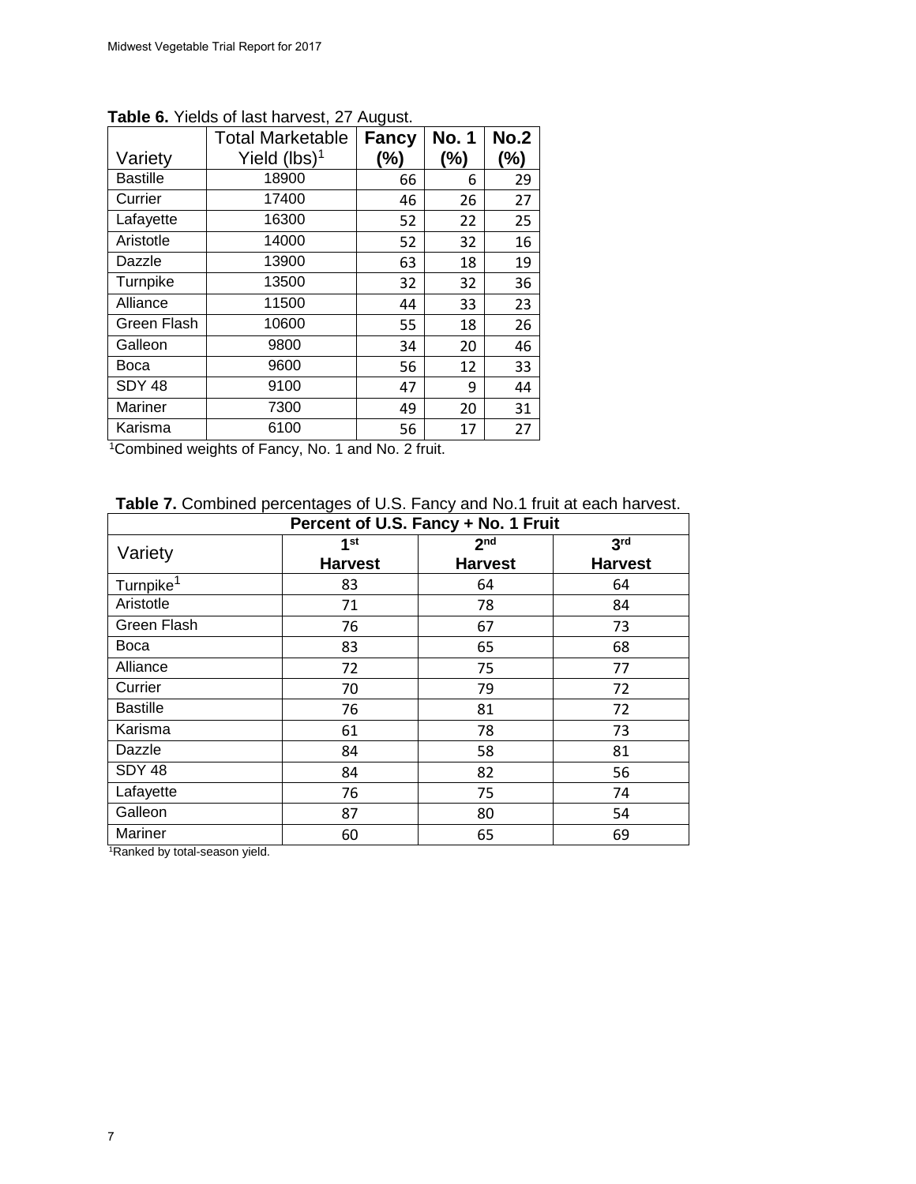**Table 6.** Yields of last harvest, 27 August.

| Variety | Total Marketable Yield (lbs)[1] | Fancy (%) | No. 1 (%) | No.2 (%) |
|---|---|---|---|---|
| Bastille | 18900 | 66 | 6 | 29 |
| Currier | 17400 | 46 | 26 | 27 |
| Lafayette | 16300 | 52 | 22 | 25 |
| Aristotle | 14000 | 52 | 32 | 16 |
| Dazzle | 13900 | 63 | 18 | 19 |
| Turnpike | 13500 | 32 | 32 | 36 |
| Alliance | 11500 | 44 | 33 | 23 |
| Green Flash | 10600 | 55 | 18 | 26 |
| Galleon | 9800 | 34 | 20 | 46 |
| Boca | 9600 | 56 | 12 | 33 |
| SDY 48 | 9100 | 47 | 9 | 44 |
| Mariner | 7300 | 49 | 20 | 31 |
| Karisma | 6100 | 56 | 17 | 27 |

[1]Combined weights of Fancy, No. 1 and No. 2 fruit.

**Table 7.** Combined percentages of U.S. Fancy and No.1 fruit at each harvest.

| | Percent of U.S. Fancy + No. 1 Fruit | | |
|---|---|---|---|
| Variety | 1st Harvest | 2nd Harvest | 3rd Harvest |
| Turnpike[1] | 83 | 64 | 64 |
| Aristotle | 71 | 78 | 84 |
| Green Flash | 76 | 67 | 73 |
| Boca | 83 | 65 | 68 |
| Alliance | 72 | 75 | 77 |
| Currier | 70 | 79 | 72 |
| Bastille | 76 | 81 | 72 |
| Karisma | 61 | 78 | 73 |
| Dazzle | 84 | 58 | 81 |
| SDY 48 | 84 | 82 | 56 |
| Lafayette | 76 | 75 | 74 |
| Galleon | 87 | 80 | 54 |
| Mariner | 60 | 65 | 69 |

[1]Ranked by total-season yield.